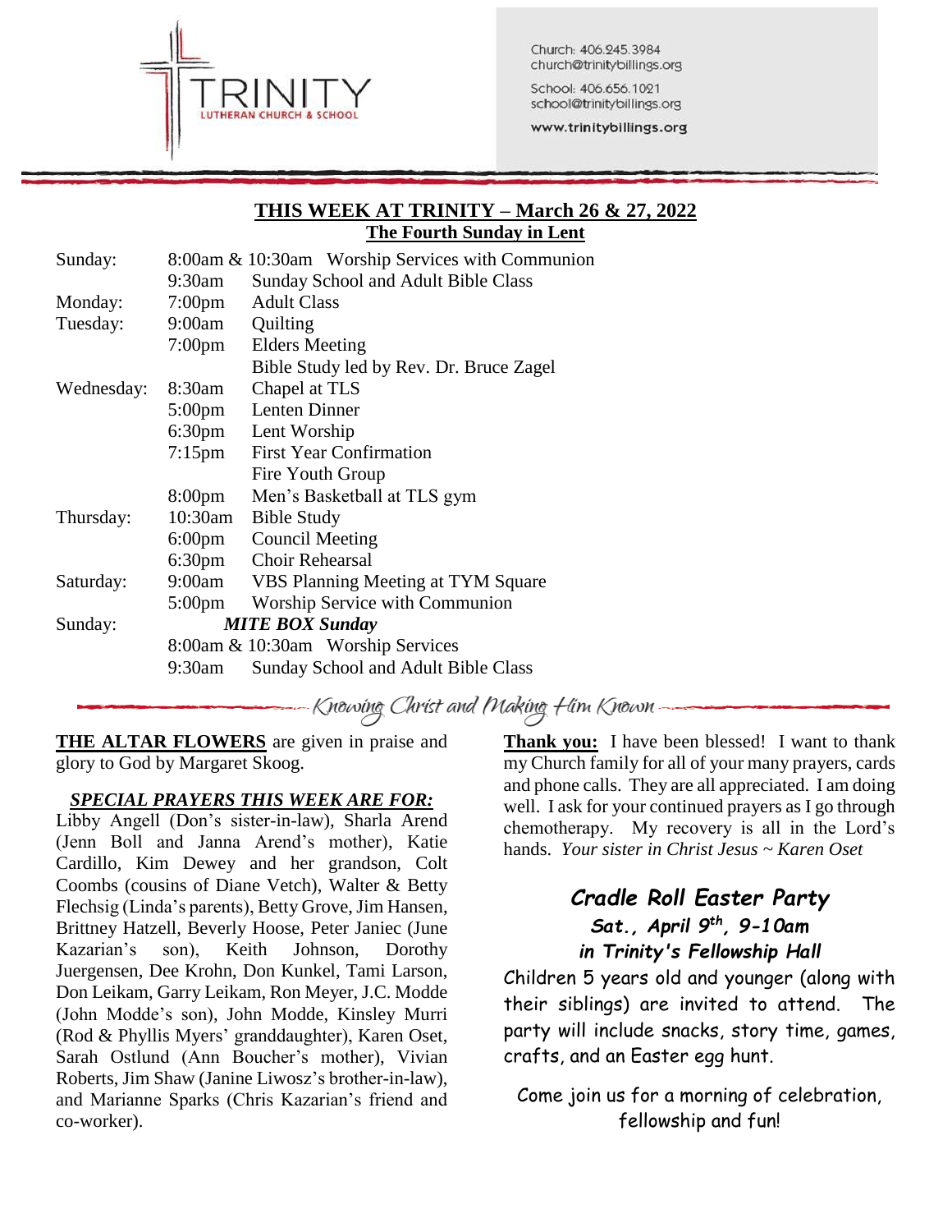TRINITY
LUTHERAN CHURCH & SCHOOL

Church: 406.245.3984
church@trinitybillings.org

School: 406.656.1021
school@trinitybillings.org

www.trinitybillings.org

## THIS WEEK AT TRINITY – March 26 & 27, 2022

### The Fourth Sunday in Lent

| | | |
|---|---|---|
| Sunday: | 8:00am & 10:30am | Worship Services with Communion |
| | 9:30am | Sunday School and Adult Bible Class |
| Monday: | 7:00pm | Adult Class |
| Tuesday: | 9:00am | Quilting |
| | 7:00pm | Elders Meeting |
| | | Bible Study led by Rev. Dr. Bruce Zagel |
| Wednesday: | 8:30am | Chapel at TLS |
| | 5:00pm | Lenten Dinner |
| | 6:30pm | Lent Worship |
| | 7:15pm | First Year Confirmation |
| | | Fire Youth Group |
| | 8:00pm | Men's Basketball at TLS gym |
| Thursday: | 10:30am | Bible Study |
| | 6:00pm | Council Meeting |
| | 6:30pm | Choir Rehearsal |
| Saturday: | 9:00am | VBS Planning Meeting at TYM Square |
| | 5:00pm | Worship Service with Communion |
| Sunday: | *MITE BOX Sunday* | |
| | 8:00am & 10:30am | Worship Services |
| | 9:30am | Sunday School and Adult Bible Class |

*Knowing Christ and Making Him Known*

**THE ALTAR FLOWERS** are given in praise and glory to God by Margaret Skoog.

***SPECIAL PRAYERS THIS WEEK ARE FOR:***

Libby Angell (Don's sister-in-law), Sharla Arend (Jenn Boll and Janna Arend's mother), Katie Cardillo, Kim Dewey and her grandson, Colt Coombs (cousins of Diane Vetch), Walter & Betty Flechsig (Linda's parents), Betty Grove, Jim Hansen, Brittney Hatzell, Beverly Hoose, Peter Janiec (June Kazarian's son), Keith Johnson, Dorothy Juergensen, Dee Krohn, Don Kunkel, Tami Larson, Don Leikam, Garry Leikam, Ron Meyer, J.C. Modde (John Modde's son), John Modde, Kinsley Murri (Rod & Phyllis Myers' granddaughter), Karen Oset, Sarah Ostlund (Ann Boucher's mother), Vivian Roberts, Jim Shaw (Janine Liwosz's brother-in-law), and Marianne Sparks (Chris Kazarian's friend and co-worker).

**Thank you:** I have been blessed! I want to thank my Church family for all of your many prayers, cards and phone calls. They are all appreciated. I am doing well. I ask for your continued prayers as I go through chemotherapy. My recovery is all in the Lord's hands. *Your sister in Christ Jesus ~ Karen Oset*

### *Cradle Roll Easter Party*

***Sat., April 9th, 9-10am***

***in Trinity's Fellowship Hall***

Children 5 years old and younger (along with their siblings) are invited to attend. The party will include snacks, story time, games, crafts, and an Easter egg hunt.

Come join us for a morning of celebration, fellowship and fun!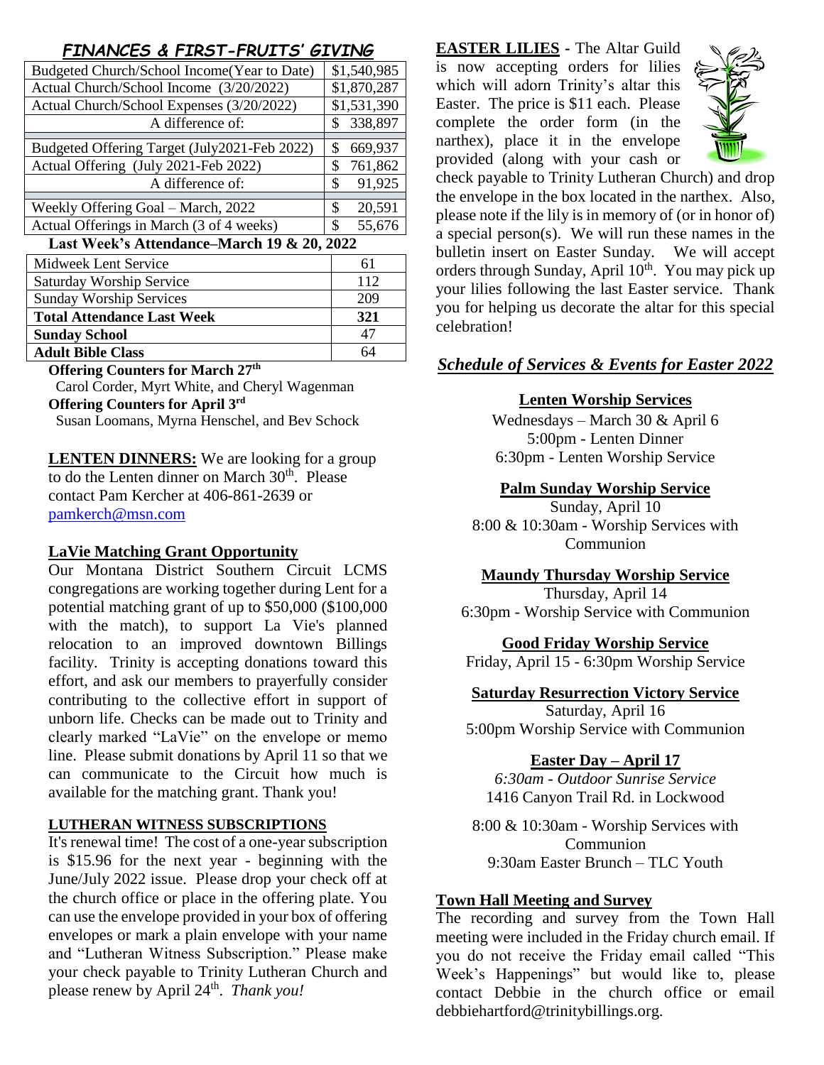## *FINANCES & FIRST-FRUITS' GIVING*

| | |
|---|---|
| Budgeted Church/School Income(Year to Date) | $1,540,985 |
| Actual Church/School Income (3/20/2022) | $1,870,287 |
| Actual Church/School Expenses (3/20/2022) | $1,531,390 |
| A difference of: | $ 338,897 |
| Budgeted Offering Target (July2021-Feb 2022) | $ 669,937 |
| Actual Offering (July 2021-Feb 2022) | $ 761,862 |
| A difference of: | $ 91,925 |
| Weekly Offering Goal – March, 2022 | $ 20,591 |
| Actual Offerings in March (3 of 4 weeks) | $ 55,676 |

**Last Week's Attendance–March 19 & 20, 2022**

| | |
|---|---|
| Midweek Lent Service | 61 |
| Saturday Worship Service | 112 |
| Sunday Worship Services | 209 |
| **Total Attendance Last Week** | **321** |
| **Sunday School** | 47 |
| **Adult Bible Class** | 64 |

**Offering Counters for March 27th**
Carol Corder, Myrt White, and Cheryl Wagenman
**Offering Counters for April 3rd**
Susan Loomans, Myrna Henschel, and Bev Schock

**LENTEN DINNERS:** We are looking for a group to do the Lenten dinner on March 30th. Please contact Pam Kercher at 406-861-2639 or pamkerch@msn.com

### LaVie Matching Grant Opportunity

Our Montana District Southern Circuit LCMS congregations are working together during Lent for a potential matching grant of up to $50,000 ($100,000 with the match), to support La Vie's planned relocation to an improved downtown Billings facility. Trinity is accepting donations toward this effort, and ask our members to prayerfully consider contributing to the collective effort in support of unborn life. Checks can be made out to Trinity and clearly marked "LaVie" on the envelope or memo line. Please submit donations by April 11 so that we can communicate to the Circuit how much is available for the matching grant. Thank you!

### LUTHERAN WITNESS SUBSCRIPTIONS

It's renewal time! The cost of a one-year subscription is $15.96 for the next year - beginning with the June/July 2022 issue. Please drop your check off at the church office or place in the offering plate. You can use the envelope provided in your box of offering envelopes or mark a plain envelope with your name and "Lutheran Witness Subscription." Please make your check payable to Trinity Lutheran Church and please renew by April 24th. *Thank you!*

**EASTER LILIES** - The Altar Guild is now accepting orders for lilies which will adorn Trinity's altar this Easter. The price is $11 each. Please complete the order form (in the narthex), place it in the envelope provided (along with your cash or check payable to Trinity Lutheran Church) and drop the envelope in the box located in the narthex. Also, please note if the lily is in memory of (or in honor of) a special person(s). We will run these names in the bulletin insert on Easter Sunday. We will accept orders through Sunday, April 10th. You may pick up your lilies following the last Easter service. Thank you for helping us decorate the altar for this special celebration!

## *Schedule of Services & Events for Easter 2022*

**Lenten Worship Services**
Wednesdays – March 30 & April 6
5:00pm - Lenten Dinner
6:30pm - Lenten Worship Service

**Palm Sunday Worship Service**
Sunday, April 10
8:00 & 10:30am - Worship Services with Communion

**Maundy Thursday Worship Service**
Thursday, April 14
6:30pm - Worship Service with Communion

**Good Friday Worship Service**
Friday, April 15 - 6:30pm Worship Service

**Saturday Resurrection Victory Service**
Saturday, April 16
5:00pm Worship Service with Communion

**Easter Day – April 17**
*6:30am - Outdoor Sunrise Service*
1416 Canyon Trail Rd. in Lockwood

8:00 & 10:30am - Worship Services with Communion
9:30am Easter Brunch – TLC Youth

### Town Hall Meeting and Survey

The recording and survey from the Town Hall meeting were included in the Friday church email. If you do not receive the Friday email called "This Week's Happenings" but would like to, please contact Debbie in the church office or email debbiehartford@trinitybillings.org.